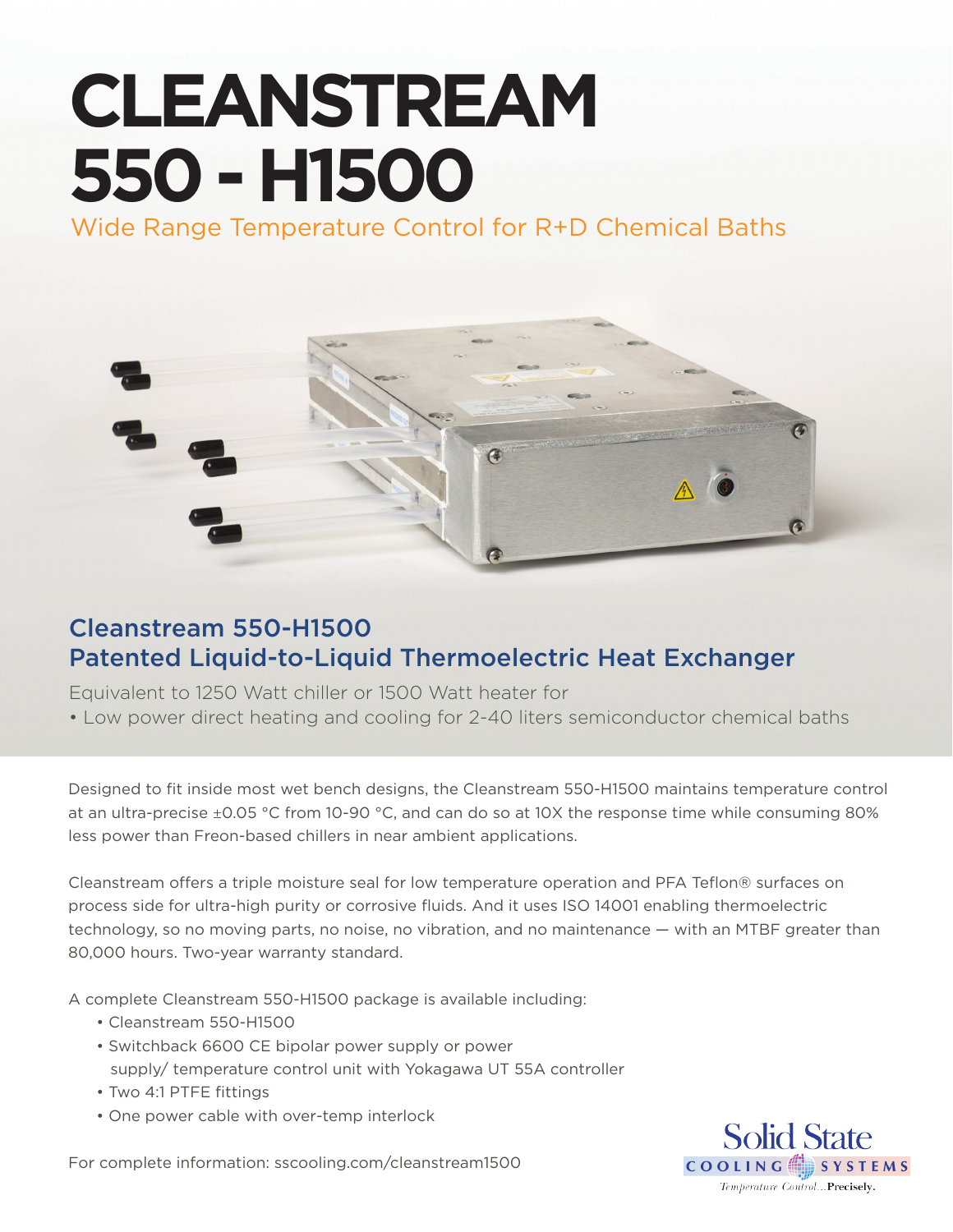# CLEANSTREAM 550 - H1500

Wide Range Temperature Control for R+D Chemical Baths

## Cleanstream 550-H1500
## Patented Liquid-to-Liquid Thermoelectric Heat Exchanger

Equivalent to 1250 Watt chiller or 1500 Watt heater for

- Low power direct heating and cooling for 2-40 liters semiconductor chemical baths

Designed to fit inside most wet bench designs, the Cleanstream 550-H1500 maintains temperature control at an ultra-precise ±0.05 °C from 10-90 °C, and can do so at 10X the response time while consuming 80% less power than Freon-based chillers in near ambient applications.

Cleanstream offers a triple moisture seal for low temperature operation and PFA Teflon® surfaces on process side for ultra-high purity or corrosive fluids. And it uses ISO 14001 enabling thermoelectric technology, so no moving parts, no noise, no vibration, and no maintenance — with an MTBF greater than 80,000 hours. Two-year warranty standard.

A complete Cleanstream 550-H1500 package is available including:

- Cleanstream 550-H1500
- Switchback 6600 CE bipolar power supply or power supply/ temperature control unit with Yokagawa UT 55A controller
- Two 4:1 PTFE fittings
- One power cable with over-temp interlock

For complete information: sscooling.com/cleanstream1500

Solid State COOLING SYSTEMS
*Temperature Control...* **Precisely.**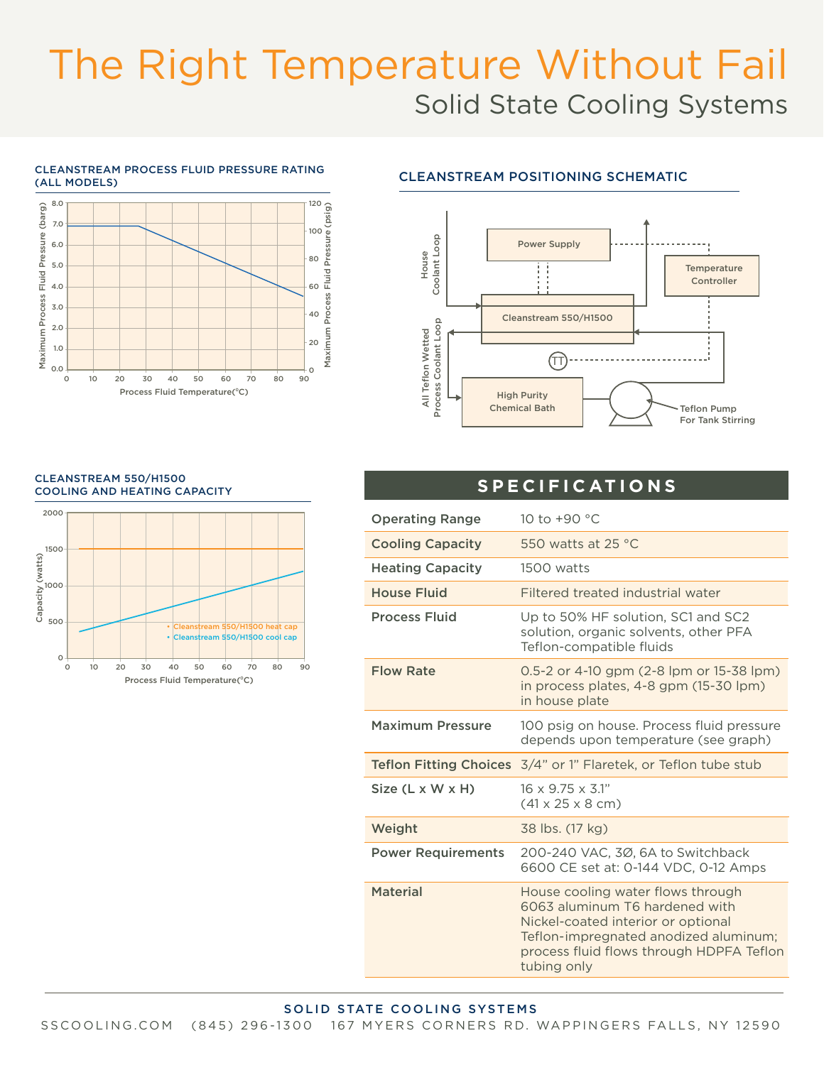# The Right Temperature Without Fail

## Solid State Cooling Systems

### CLEANSTREAM PROCESS FLUID PRESSURE RATING (ALL MODELS)

Maximum Process Fluid Pressure (barg)

8.0
7.0
6.0
5.0
4.0
3.0
2.0
1.0
0.0

Maximum Process Fluid Pressure (psig)

120
100
80
60
40
20
0

0 10 20 30 40 50 60 70 80 90

Process Fluid Temperature(°C)

### CLEANSTREAM POSITIONING SCHEMATIC

House Coolant Loop

Power Supply

Temperature Controller

Cleanstream 550/H1500

All Teflon Wetted Process Coolant Loop

TT

High Purity Chemical Bath

Teflon Pump For Tank Stirring

### CLEANSTREAM 550/H1500 COOLING AND HEATING CAPACITY

Capacity (watts)

2000
1500
1000
500
0

0 10 20 30 40 50 60 70 80 90

Process Fluid Temperature(°C)

• Cleanstream 550/H1500 heat cap
• Cleanstream 550/H1500 cool cap

## SPECIFICATIONS

| | |
|---|---|
| **Operating Range** | 10 to +90 °C |
| **Cooling Capacity** | 550 watts at 25 °C |
| **Heating Capacity** | 1500 watts |
| **House Fluid** | Filtered treated industrial water |
| **Process Fluid** | Up to 50% HF solution, SC1 and SC2 solution, organic solvents, other PFA Teflon-compatible fluids |
| **Flow Rate** | 0.5-2 or 4-10 gpm (2-8 lpm or 15-38 lpm) in process plates, 4-8 gpm (15-30 lpm) in house plate |
| **Maximum Pressure** | 100 psig on house. Process fluid pressure depends upon temperature (see graph) |
| **Teflon Fitting Choices** | 3/4" or 1" Flaretek, or Teflon tube stub |
| **Size (L x W x H)** | 16 x 9.75 x 3.1" (41 x 25 x 8 cm) |
| **Weight** | 38 lbs. (17 kg) |
| **Power Requirements** | 200-240 VAC, 3Ø, 6A to Switchback 6600 CE set at: 0-144 VDC, 0-12 Amps |
| **Material** | House cooling water flows through 6063 aluminum T6 hardened with Nickel-coated interior or optional Teflon-impregnated anodized aluminum; process fluid flows through HDPFA Teflon tubing only |

**SOLID STATE COOLING SYSTEMS**

SSCOOLING.COM (845) 296-1300 167 MYERS CORNERS RD. WAPPINGERS FALLS, NY 12590